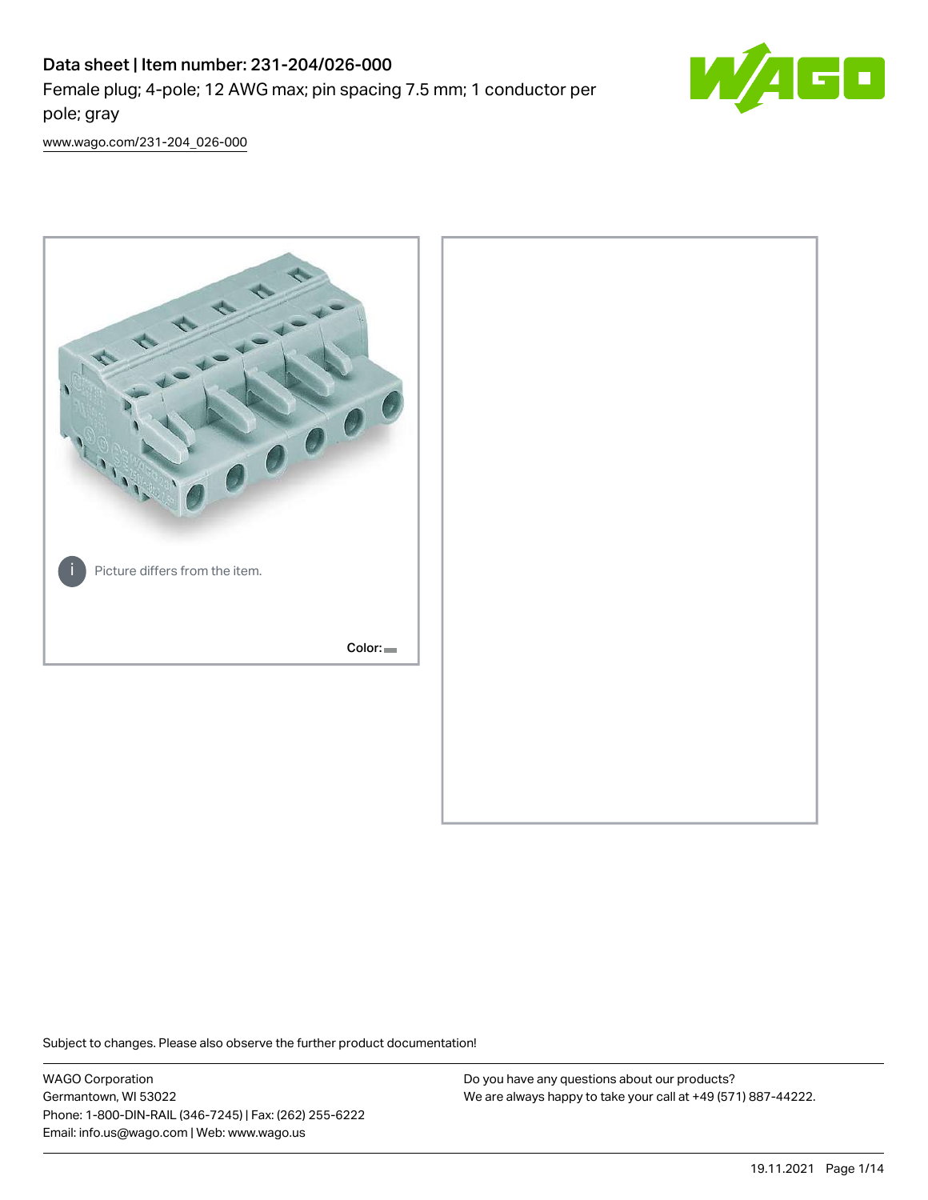# Data sheet | Item number: 231-204/026-000

Female plug; 4-pole; 12 AWG max; pin spacing 7.5 mm; 1 conductor per pole; gray

www.wago.com/231-204_026-000

Picture differs from the item.

Color:

Subject to changes. Please also observe the further product documentation!

WAGO Corporation
Germantown, WI 53022
Phone: 1-800-DIN-RAIL (346-7245) | Fax: (262) 255-6222
Email: info.us@wago.com | Web: www.wago.us

Do you have any questions about our products?
We are always happy to take your call at +49 (571) 887-44222.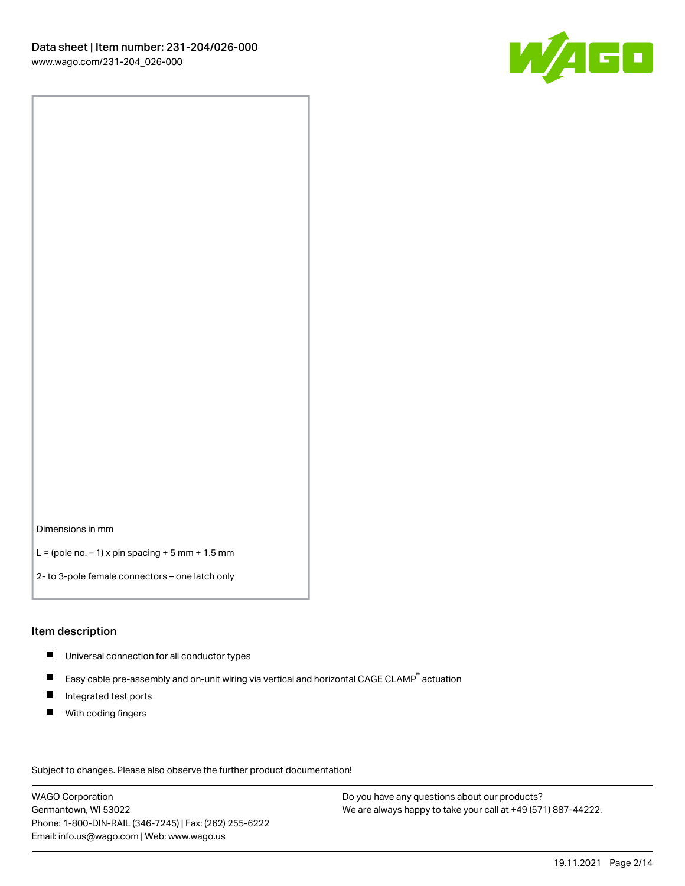Dimensions in mm

L = (pole no. – 1) x pin spacing + 5 mm + 1.5 mm

2- to 3-pole female connectors – one latch only

## Item description

- Universal connection for all conductor types
- Easy cable pre-assembly and on-unit wiring via vertical and horizontal CAGE CLAMP® actuation
- Integrated test ports
- With coding fingers

Subject to changes. Please also observe the further product documentation!

WAGO Corporation
Germantown, WI 53022
Phone: 1-800-DIN-RAIL (346-7245) | Fax: (262) 255-6222
Email: info.us@wago.com | Web: www.wago.us

Do you have any questions about our products?
We are always happy to take your call at +49 (571) 887-44222.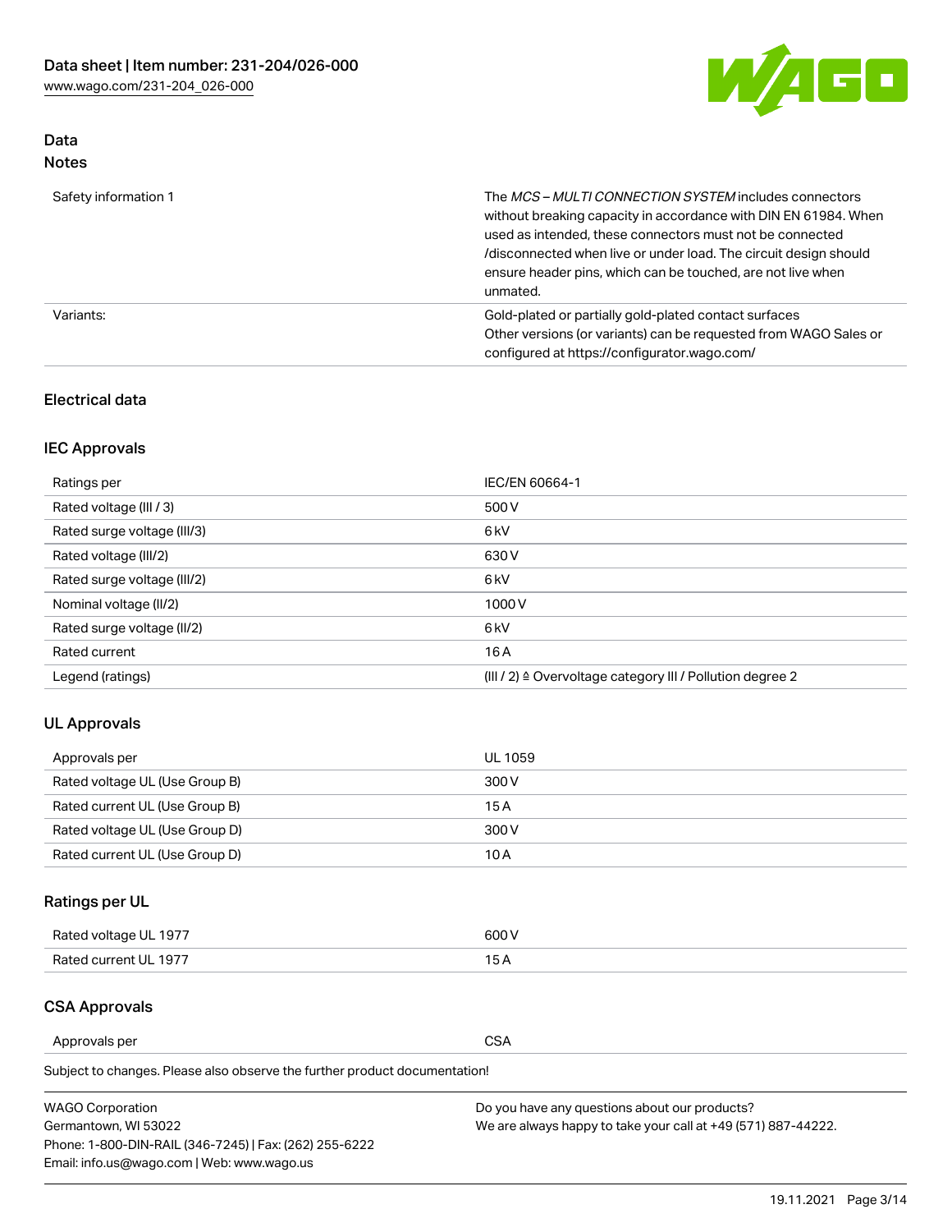## Data
### Notes

| | |
|---|---|
| Safety information 1 | The *MCS – MULTI CONNECTION SYSTEM* includes connectors without breaking capacity in accordance with DIN EN 61984. When used as intended, these connectors must not be connected /disconnected when live or under load. The circuit design should ensure header pins, which can be touched, are not live when unmated. |
| Variants: | Gold-plated or partially gold-plated contact surfaces<br>Other versions (or variants) can be requested from WAGO Sales or configured at https://configurator.wago.com/ |

### Electrical data

### IEC Approvals

| | |
|---|---|
| Ratings per | IEC/EN 60664-1 |
| Rated voltage (III / 3) | 500 V |
| Rated surge voltage (III/3) | 6 kV |
| Rated voltage (III/2) | 630 V |
| Rated surge voltage (III/2) | 6 kV |
| Nominal voltage (II/2) | 1000 V |
| Rated surge voltage (II/2) | 6 kV |
| Rated current | 16 A |
| Legend (ratings) | (III / 2) ≙ Overvoltage category III / Pollution degree 2 |

### UL Approvals

| | |
|---|---|
| Approvals per | UL 1059 |
| Rated voltage UL (Use Group B) | 300 V |
| Rated current UL (Use Group B) | 15 A |
| Rated voltage UL (Use Group D) | 300 V |
| Rated current UL (Use Group D) | 10 A |

### Ratings per UL

| | |
|---|---|
| Rated voltage UL 1977 | 600 V |
| Rated current UL 1977 | 15 A |

### CSA Approvals

| | |
|---|---|
| Approvals per | CSA |

Subject to changes. Please also observe the further product documentation!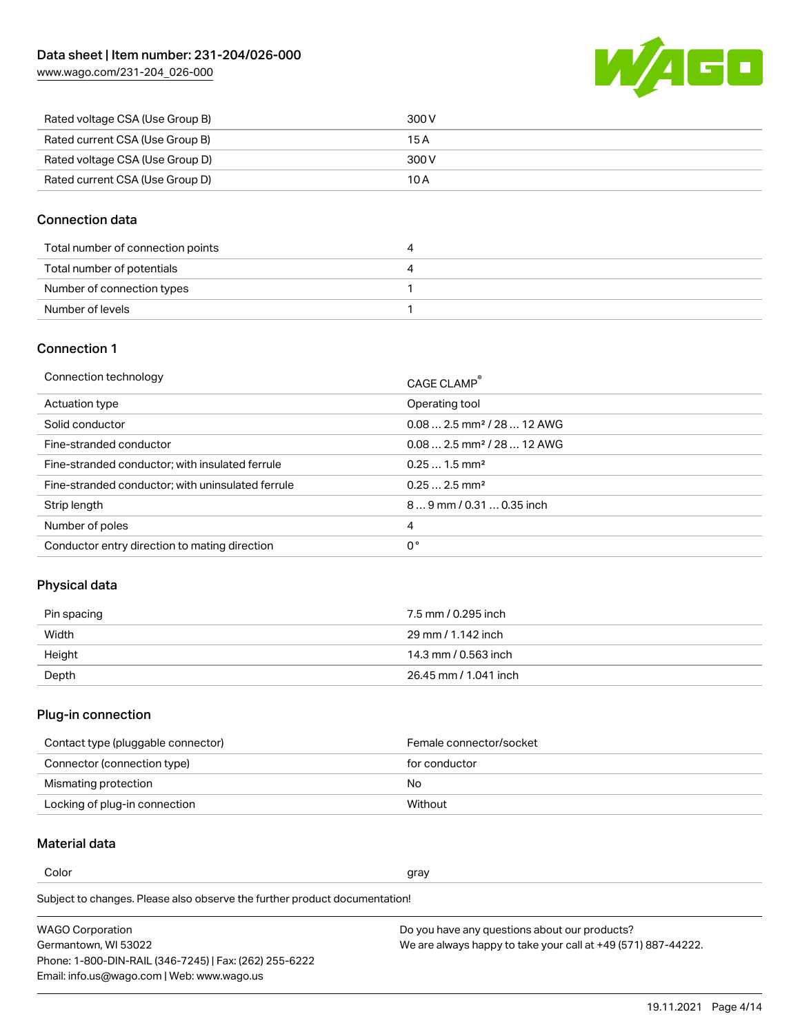| | |
|---|---|
| Rated voltage CSA (Use Group B) | 300 V |
| Rated current CSA (Use Group B) | 15 A |
| Rated voltage CSA (Use Group D) | 300 V |
| Rated current CSA (Use Group D) | 10 A |

## Connection data

| | |
|---|---|
| Total number of connection points | 4 |
| Total number of potentials | 4 |
| Number of connection types | 1 |
| Number of levels | 1 |

## Connection 1

| | |
|---|---|
| Connection technology | CAGE CLAMP® |
| Actuation type | Operating tool |
| Solid conductor | 0.08 … 2.5 mm² / 28 … 12 AWG |
| Fine-stranded conductor | 0.08 … 2.5 mm² / 28 … 12 AWG |
| Fine-stranded conductor; with insulated ferrule | 0.25 … 1.5 mm² |
| Fine-stranded conductor; with uninsulated ferrule | 0.25 … 2.5 mm² |
| Strip length | 8 … 9 mm / 0.31 … 0.35 inch |
| Number of poles | 4 |
| Conductor entry direction to mating direction | 0 ° |

## Physical data

| | |
|---|---|
| Pin spacing | 7.5 mm / 0.295 inch |
| Width | 29 mm / 1.142 inch |
| Height | 14.3 mm / 0.563 inch |
| Depth | 26.45 mm / 1.041 inch |

## Plug-in connection

| | |
|---|---|
| Contact type (pluggable connector) | Female connector/socket |
| Connector (connection type) | for conductor |
| Mismating protection | No |
| Locking of plug-in connection | Without |

## Material data

| | |
|---|---|
| Color | gray |

Subject to changes. Please also observe the further product documentation!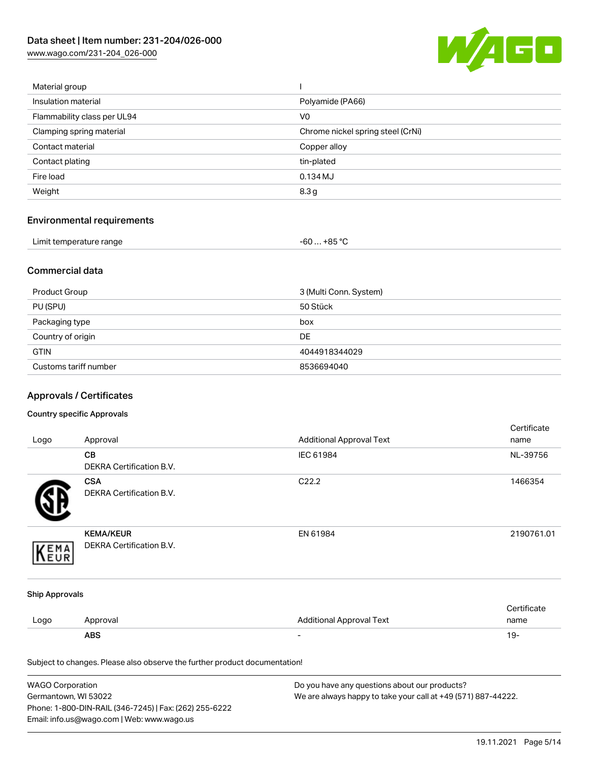| | |
|---|---|
| Material group | I |
| Insulation material | Polyamide (PA66) |
| Flammability class per UL94 | V0 |
| Clamping spring material | Chrome nickel spring steel (CrNi) |
| Contact material | Copper alloy |
| Contact plating | tin-plated |
| Fire load | 0.134 MJ |
| Weight | 8.3 g |

## Environmental requirements

| | |
|---|---|
| Limit temperature range | -60 … +85 °C |

## Commercial data

| | |
|---|---|
| Product Group | 3 (Multi Conn. System) |
| PU (SPU) | 50 Stück |
| Packaging type | box |
| Country of origin | DE |
| GTIN | 4044918344029 |
| Customs tariff number | 8536694040 |

## Approvals / Certificates

### Country specific Approvals

| Logo | Approval | Additional Approval Text | Certificate name |
|---|---|---|---|
| | **CB** DEKRA Certification B.V. | IEC 61984 | NL-39756 |
| | **CSA** DEKRA Certification B.V. | C22.2 | 1466354 |
| | **KEMA/KEUR** DEKRA Certification B.V. | EN 61984 | 2190761.01 |

### Ship Approvals

| Logo | Approval | Additional Approval Text | Certificate name |
|---|---|---|---|
| | **ABS** | - | 19- |

Subject to changes. Please also observe the further product documentation!

WAGO Corporation
Germantown, WI 53022
Phone: 1-800-DIN-RAIL (346-7245) | Fax: (262) 255-6222
Email: info.us@wago.com | Web: www.wago.us

Do you have any questions about our products?
We are always happy to take your call at +49 (571) 887-44222.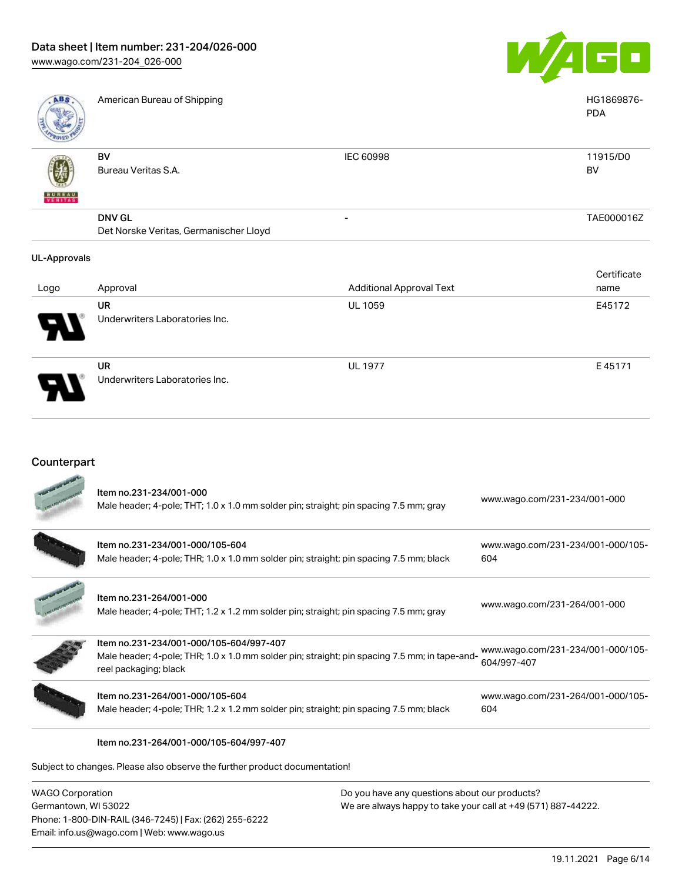| | | | |
|---|---|---|---|
| | American Bureau of Shipping | | HG1869876-PDA |
| | **BV**<br>Bureau Veritas S.A. | IEC 60998 | 11915/D0<br>BV |
| | **DNV GL**<br>Det Norske Veritas, Germanischer Lloyd | - | TAE000016Z |

### UL-Approvals

| Logo | Approval | Additional Approval Text | Certificate name |
|---|---|---|---|
| | **UR**<br>Underwriters Laboratories Inc. | UL 1059 | E45172 |
| | **UR**<br>Underwriters Laboratories Inc. | UL 1977 | E 45171 |

## Counterpart

| | | |
|---|---|---|
| | **Item no.231-234/001-000**<br>Male header; 4-pole; THT; 1.0 x 1.0 mm solder pin; straight; pin spacing 7.5 mm; gray | www.wago.com/231-234/001-000 |
| | **Item no.231-234/001-000/105-604**<br>Male header; 4-pole; THR; 1.0 x 1.0 mm solder pin; straight; pin spacing 7.5 mm; black | www.wago.com/231-234/001-000/105-604 |
| | **Item no.231-264/001-000**<br>Male header; 4-pole; THT; 1.2 x 1.2 mm solder pin; straight; pin spacing 7.5 mm; gray | www.wago.com/231-264/001-000 |
| | **Item no.231-234/001-000/105-604/997-407**<br>Male header; 4-pole; THR; 1.0 x 1.0 mm solder pin; straight; pin spacing 7.5 mm; in tape-and-reel packaging; black | www.wago.com/231-234/001-000/105-604/997-407 |
| | **Item no.231-264/001-000/105-604**<br>Male header; 4-pole; THR; 1.2 x 1.2 mm solder pin; straight; pin spacing 7.5 mm; black | www.wago.com/231-264/001-000/105-604 |
| | **Item no.231-264/001-000/105-604/997-407** | |

Subject to changes. Please also observe the further product documentation!

WAGO Corporation
Germantown, WI 53022
Phone: 1-800-DIN-RAIL (346-7245) | Fax: (262) 255-6222
Email: info.us@wago.com | Web: www.wago.us

Do you have any questions about our products?
We are always happy to take your call at +49 (571) 887-44222.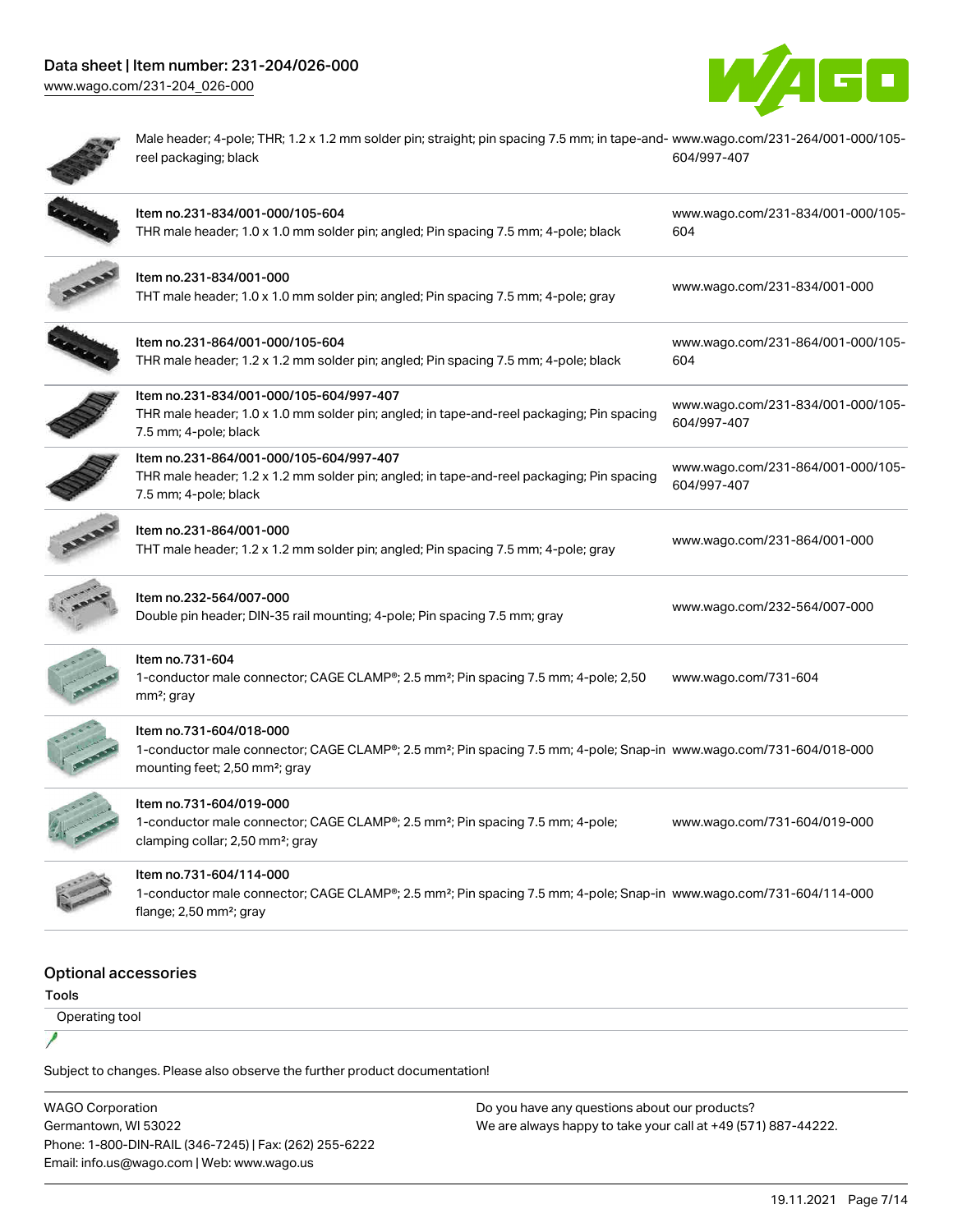| Description | Link |
|---|---|
| Male header; 4-pole; THR; 1.2 x 1.2 mm solder pin; straight; pin spacing 7.5 mm; in tape-and-reel packaging; black | www.wago.com/231-264/001-000/105-604/997-407 |
| Item no.231-834/001-000/105-604<br>THR male header; 1.0 x 1.0 mm solder pin; angled; Pin spacing 7.5 mm; 4-pole; black | www.wago.com/231-834/001-000/105-604 |
| Item no.231-834/001-000<br>THT male header; 1.0 x 1.0 mm solder pin; angled; Pin spacing 7.5 mm; 4-pole; gray | www.wago.com/231-834/001-000 |
| Item no.231-864/001-000/105-604<br>THR male header; 1.2 x 1.2 mm solder pin; angled; Pin spacing 7.5 mm; 4-pole; black | www.wago.com/231-864/001-000/105-604 |
| Item no.231-834/001-000/105-604/997-407<br>THR male header; 1.0 x 1.0 mm solder pin; angled; in tape-and-reel packaging; Pin spacing 7.5 mm; 4-pole; black | www.wago.com/231-834/001-000/105-604/997-407 |
| Item no.231-864/001-000/105-604/997-407<br>THR male header; 1.2 x 1.2 mm solder pin; angled; in tape-and-reel packaging; Pin spacing 7.5 mm; 4-pole; black | www.wago.com/231-864/001-000/105-604/997-407 |
| Item no.231-864/001-000<br>THT male header; 1.2 x 1.2 mm solder pin; angled; Pin spacing 7.5 mm; 4-pole; gray | www.wago.com/231-864/001-000 |
| Item no.232-564/007-000<br>Double pin header; DIN-35 rail mounting; 4-pole; Pin spacing 7.5 mm; gray | www.wago.com/232-564/007-000 |
| Item no.731-604<br>1-conductor male connector; CAGE CLAMP®; 2.5 mm²; Pin spacing 7.5 mm; 4-pole; 2,50 mm²; gray | www.wago.com/731-604 |
| Item no.731-604/018-000<br>1-conductor male connector; CAGE CLAMP®; 2.5 mm²; Pin spacing 7.5 mm; 4-pole; Snap-in mounting feet; 2,50 mm²; gray | www.wago.com/731-604/018-000 |
| Item no.731-604/019-000<br>1-conductor male connector; CAGE CLAMP®; 2.5 mm²; Pin spacing 7.5 mm; 4-pole; clamping collar; 2,50 mm²; gray | www.wago.com/731-604/019-000 |
| Item no.731-604/114-000<br>1-conductor male connector; CAGE CLAMP®; 2.5 mm²; Pin spacing 7.5 mm; 4-pole; Snap-in flange; 2,50 mm²; gray | www.wago.com/731-604/114-000 |

## Optional accessories

### Tools

Operating tool

Subject to changes. Please also observe the further product documentation!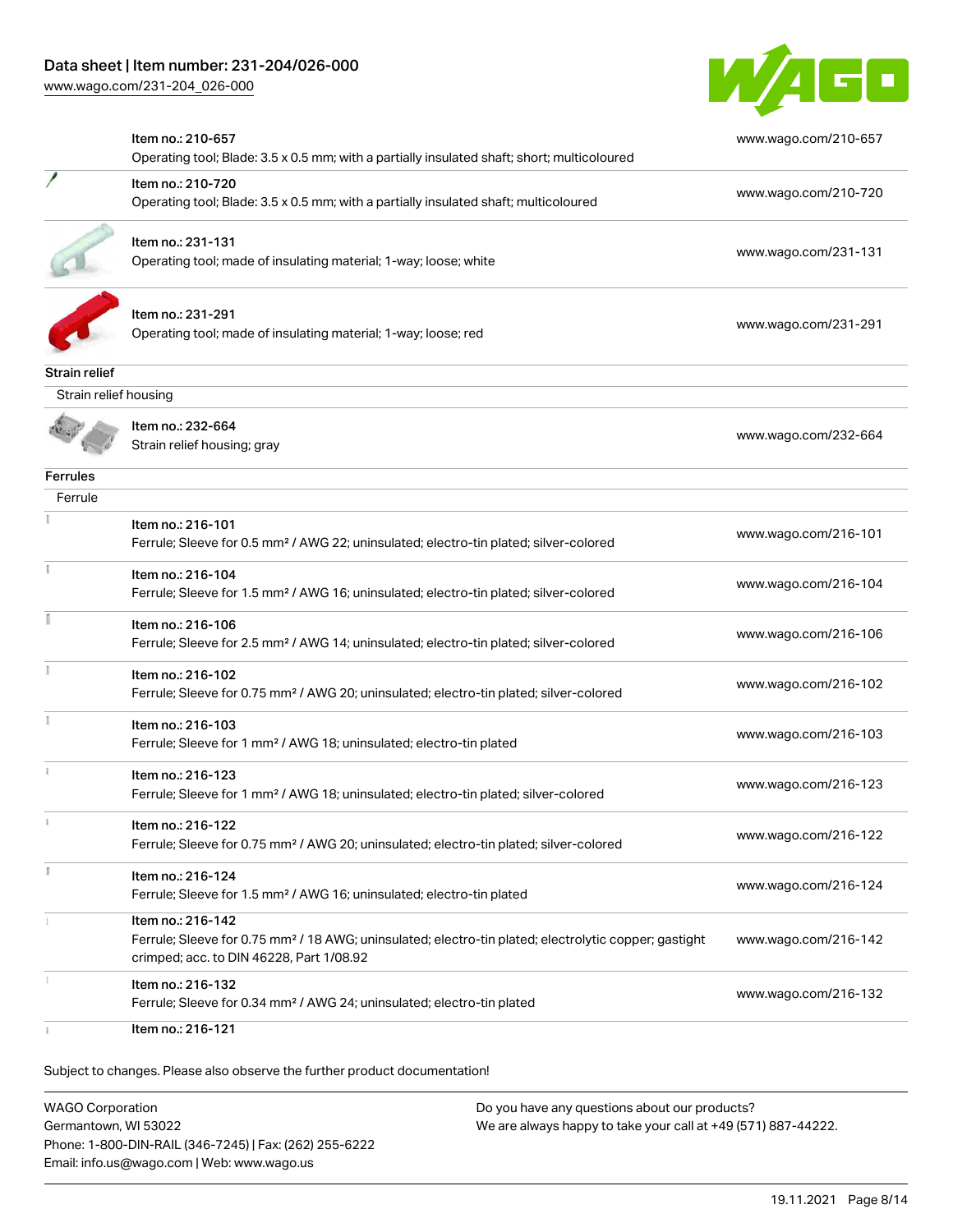| | | |
|---|---|---|
| | Item no.: 210-657<br>Operating tool; Blade: 3.5 x 0.5 mm; with a partially insulated shaft; short; multicoloured | www.wago.com/210-657 |
| | Item no.: 210-720<br>Operating tool; Blade: 3.5 x 0.5 mm; with a partially insulated shaft; multicoloured | www.wago.com/210-720 |
| | Item no.: 231-131<br>Operating tool; made of insulating material; 1-way; loose; white | www.wago.com/231-131 |
| | Item no.: 231-291<br>Operating tool; made of insulating material; 1-way; loose; red | www.wago.com/231-291 |

**Strain relief**

Strain relief housing

| | | |
|---|---|---|
| | Item no.: 232-664<br>Strain relief housing; gray | www.wago.com/232-664 |

**Ferrules**

Ferrule

| | | |
|---|---|---|
| | Item no.: 216-101<br>Ferrule; Sleeve for 0.5 mm² / AWG 22; uninsulated; electro-tin plated; silver-colored | www.wago.com/216-101 |
| | Item no.: 216-104<br>Ferrule; Sleeve for 1.5 mm² / AWG 16; uninsulated; electro-tin plated; silver-colored | www.wago.com/216-104 |
| | Item no.: 216-106<br>Ferrule; Sleeve for 2.5 mm² / AWG 14; uninsulated; electro-tin plated; silver-colored | www.wago.com/216-106 |
| | Item no.: 216-102<br>Ferrule; Sleeve for 0.75 mm² / AWG 20; uninsulated; electro-tin plated; silver-colored | www.wago.com/216-102 |
| | Item no.: 216-103<br>Ferrule; Sleeve for 1 mm² / AWG 18; uninsulated; electro-tin plated | www.wago.com/216-103 |
| | Item no.: 216-123<br>Ferrule; Sleeve for 1 mm² / AWG 18; uninsulated; electro-tin plated; silver-colored | www.wago.com/216-123 |
| | Item no.: 216-122<br>Ferrule; Sleeve for 0.75 mm² / AWG 20; uninsulated; electro-tin plated; silver-colored | www.wago.com/216-122 |
| | Item no.: 216-124<br>Ferrule; Sleeve for 1.5 mm² / AWG 16; uninsulated; electro-tin plated | www.wago.com/216-124 |
| | Item no.: 216-142<br>Ferrule; Sleeve for 0.75 mm² / 18 AWG; uninsulated; electro-tin plated; electrolytic copper; gastight crimped; acc. to DIN 46228, Part 1/08.92 | www.wago.com/216-142 |
| | Item no.: 216-132<br>Ferrule; Sleeve for 0.34 mm² / AWG 24; uninsulated; electro-tin plated | www.wago.com/216-132 |
| | Item no.: 216-121 | |

Subject to changes. Please also observe the further product documentation!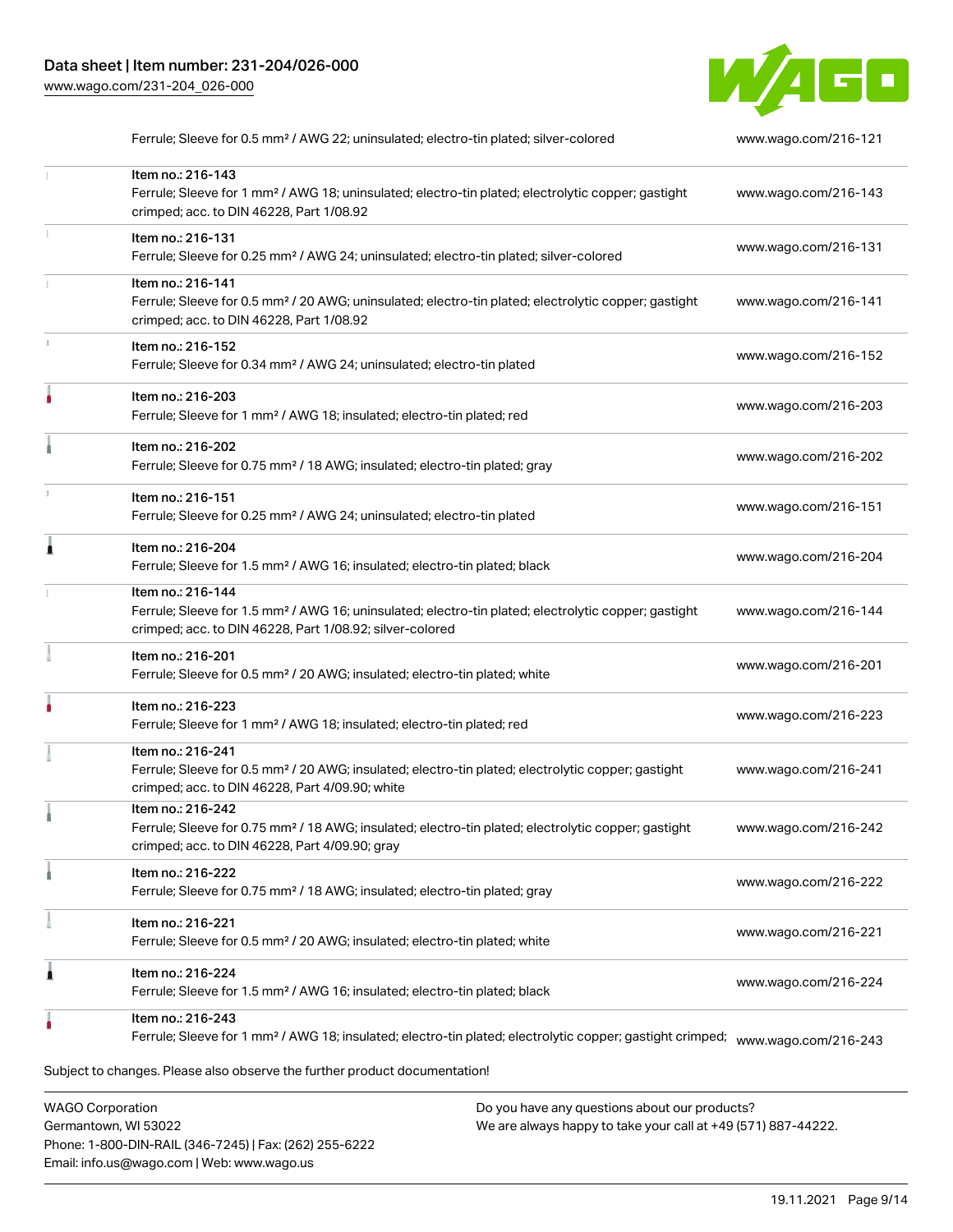| Description | Link |
| --- | --- |
| Ferrule; Sleeve for 0.5 mm² / AWG 22; uninsulated; electro-tin plated; silver-colored | www.wago.com/216-121 |
| Item no.: 216-143<br>Ferrule; Sleeve for 1 mm² / AWG 18; uninsulated; electro-tin plated; electrolytic copper; gastight crimped; acc. to DIN 46228, Part 1/08.92 | www.wago.com/216-143 |
| Item no.: 216-131<br>Ferrule; Sleeve for 0.25 mm² / AWG 24; uninsulated; electro-tin plated; silver-colored | www.wago.com/216-131 |
| Item no.: 216-141<br>Ferrule; Sleeve for 0.5 mm² / 20 AWG; uninsulated; electro-tin plated; electrolytic copper; gastight crimped; acc. to DIN 46228, Part 1/08.92 | www.wago.com/216-141 |
| Item no.: 216-152<br>Ferrule; Sleeve for 0.34 mm² / AWG 24; uninsulated; electro-tin plated | www.wago.com/216-152 |
| Item no.: 216-203<br>Ferrule; Sleeve for 1 mm² / AWG 18; insulated; electro-tin plated; red | www.wago.com/216-203 |
| Item no.: 216-202<br>Ferrule; Sleeve for 0.75 mm² / 18 AWG; insulated; electro-tin plated; gray | www.wago.com/216-202 |
| Item no.: 216-151<br>Ferrule; Sleeve for 0.25 mm² / AWG 24; uninsulated; electro-tin plated | www.wago.com/216-151 |
| Item no.: 216-204<br>Ferrule; Sleeve for 1.5 mm² / AWG 16; insulated; electro-tin plated; black | www.wago.com/216-204 |
| Item no.: 216-144<br>Ferrule; Sleeve for 1.5 mm² / AWG 16; uninsulated; electro-tin plated; electrolytic copper; gastight crimped; acc. to DIN 46228, Part 1/08.92; silver-colored | www.wago.com/216-144 |
| Item no.: 216-201<br>Ferrule; Sleeve for 0.5 mm² / 20 AWG; insulated; electro-tin plated; white | www.wago.com/216-201 |
| Item no.: 216-223<br>Ferrule; Sleeve for 1 mm² / AWG 18; insulated; electro-tin plated; red | www.wago.com/216-223 |
| Item no.: 216-241<br>Ferrule; Sleeve for 0.5 mm² / 20 AWG; insulated; electro-tin plated; electrolytic copper; gastight crimped; acc. to DIN 46228, Part 4/09.90; white | www.wago.com/216-241 |
| Item no.: 216-242<br>Ferrule; Sleeve for 0.75 mm² / 18 AWG; insulated; electro-tin plated; electrolytic copper; gastight crimped; acc. to DIN 46228, Part 4/09.90; gray | www.wago.com/216-242 |
| Item no.: 216-222<br>Ferrule; Sleeve for 0.75 mm² / 18 AWG; insulated; electro-tin plated; gray | www.wago.com/216-222 |
| Item no.: 216-221<br>Ferrule; Sleeve for 0.5 mm² / 20 AWG; insulated; electro-tin plated; white | www.wago.com/216-221 |
| Item no.: 216-224<br>Ferrule; Sleeve for 1.5 mm² / AWG 16; insulated; electro-tin plated; black | www.wago.com/216-224 |
| Item no.: 216-243<br>Ferrule; Sleeve for 1 mm² / AWG 18; insulated; electro-tin plated; electrolytic copper; gastight crimped; | www.wago.com/216-243 |

Subject to changes. Please also observe the further product documentation!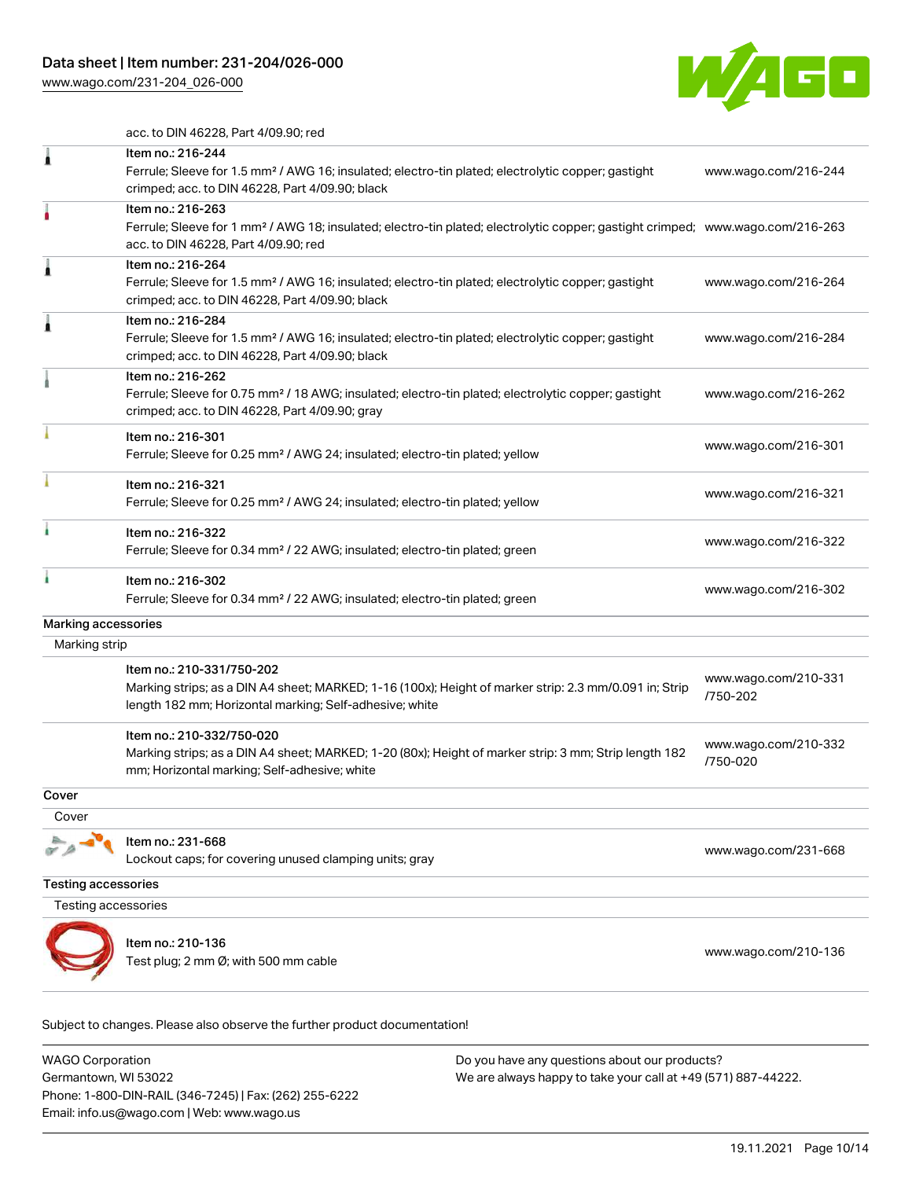acc. to DIN 46228, Part 4/09.90; red

| | | |
|---|---|---|
| | Item no.: 216-244<br>Ferrule; Sleeve for 1.5 mm² / AWG 16; insulated; electro-tin plated; electrolytic copper; gastight crimped; acc. to DIN 46228, Part 4/09.90; black | www.wago.com/216-244 |
| | Item no.: 216-263<br>Ferrule; Sleeve for 1 mm² / AWG 18; insulated; electro-tin plated; electrolytic copper; gastight crimped; acc. to DIN 46228, Part 4/09.90; red | www.wago.com/216-263 |
| | Item no.: 216-264<br>Ferrule; Sleeve for 1.5 mm² / AWG 16; insulated; electro-tin plated; electrolytic copper; gastight crimped; acc. to DIN 46228, Part 4/09.90; black | www.wago.com/216-264 |
| | Item no.: 216-284<br>Ferrule; Sleeve for 1.5 mm² / AWG 16; insulated; electro-tin plated; electrolytic copper; gastight crimped; acc. to DIN 46228, Part 4/09.90; black | www.wago.com/216-284 |
| | Item no.: 216-262<br>Ferrule; Sleeve for 0.75 mm² / 18 AWG; insulated; electro-tin plated; electrolytic copper; gastight crimped; acc. to DIN 46228, Part 4/09.90; gray | www.wago.com/216-262 |
| | Item no.: 216-301<br>Ferrule; Sleeve for 0.25 mm² / AWG 24; insulated; electro-tin plated; yellow | www.wago.com/216-301 |
| | Item no.: 216-321<br>Ferrule; Sleeve for 0.25 mm² / AWG 24; insulated; electro-tin plated; yellow | www.wago.com/216-321 |
| | Item no.: 216-322<br>Ferrule; Sleeve for 0.34 mm² / 22 AWG; insulated; electro-tin plated; green | www.wago.com/216-322 |
| | Item no.: 216-302<br>Ferrule; Sleeve for 0.34 mm² / 22 AWG; insulated; electro-tin plated; green | www.wago.com/216-302 |

## Marking accessories

### Marking strip

| | | |
|---|---|---|
| | Item no.: 210-331/750-202<br>Marking strips; as a DIN A4 sheet; MARKED; 1-16 (100x); Height of marker strip: 2.3 mm/0.091 in; Strip length 182 mm; Horizontal marking; Self-adhesive; white | www.wago.com/210-331/750-202 |
| | Item no.: 210-332/750-020<br>Marking strips; as a DIN A4 sheet; MARKED; 1-20 (80x); Height of marker strip: 3 mm; Strip length 182 mm; Horizontal marking; Self-adhesive; white | www.wago.com/210-332/750-020 |

## Cover

### Cover

| | | |
|---|---|---|
| | Item no.: 231-668<br>Lockout caps; for covering unused clamping units; gray | www.wago.com/231-668 |

## Testing accessories

### Testing accessories

| | | |
|---|---|---|
| | Item no.: 210-136<br>Test plug; 2 mm Ø; with 500 mm cable | www.wago.com/210-136 |

Subject to changes. Please also observe the further product documentation!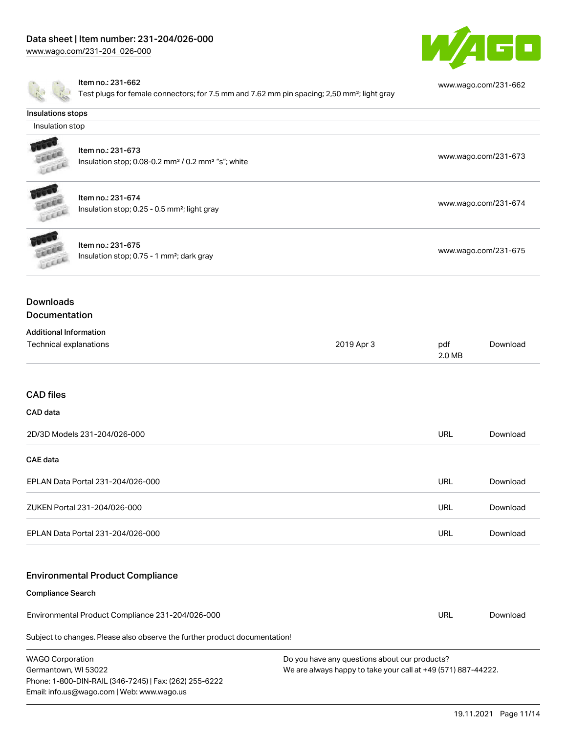Item no.: 231-662
Test plugs for female connectors; for 7.5 mm and 7.62 mm pin spacing; 2,50 mm²; light gray

www.wago.com/231-662

**Insulations stops**

Insulation stop

| Item | Link |
| --- | --- |
| Item no.: 231-673<br>Insulation stop; 0.08-0.2 mm² / 0.2 mm² "s"; white | www.wago.com/231-673 |
| Item no.: 231-674<br>Insulation stop; 0.25 - 0.5 mm²; light gray | www.wago.com/231-674 |
| Item no.: 231-675<br>Insulation stop; 0.75 - 1 mm²; dark gray | www.wago.com/231-675 |

## Downloads

### Documentation

**Additional Information**

| | | | |
| --- | --- | --- | --- |
| Technical explanations | 2019 Apr 3 | pdf<br>2.0 MB | Download |

### CAD files

**CAD data**

| | | |
| --- | --- | --- |
| 2D/3D Models 231-204/026-000 | URL | Download |

**CAE data**

| | | |
| --- | --- | --- |
| EPLAN Data Portal 231-204/026-000 | URL | Download |
| ZUKEN Portal 231-204/026-000 | URL | Download |
| EPLAN Data Portal 231-204/026-000 | URL | Download |

### Environmental Product Compliance

**Compliance Search**

| | | |
| --- | --- | --- |
| Environmental Product Compliance 231-204/026-000 | URL | Download |

Subject to changes. Please also observe the further product documentation!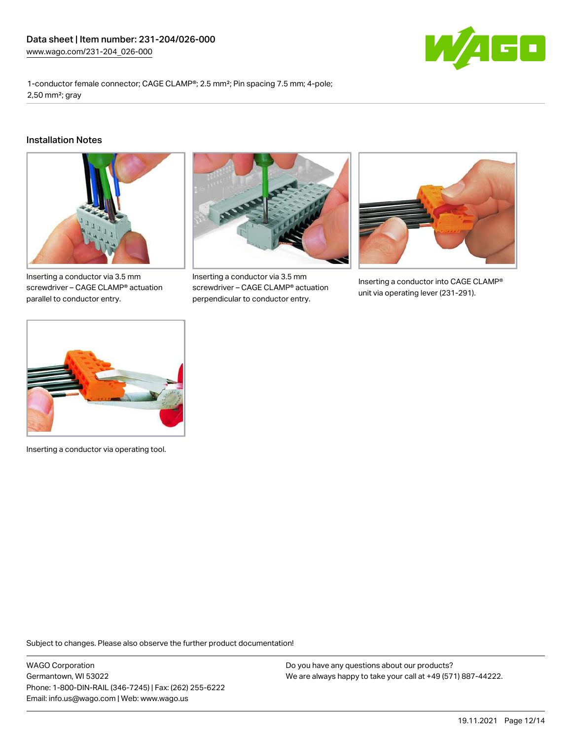1-conductor female connector; CAGE CLAMP®; 2.5 mm²; Pin spacing 7.5 mm; 4-pole; 2,50 mm²; gray

## Installation Notes

Inserting a conductor via 3.5 mm screwdriver – CAGE CLAMP® actuation parallel to conductor entry.

Inserting a conductor via 3.5 mm screwdriver – CAGE CLAMP® actuation perpendicular to conductor entry.

Inserting a conductor into CAGE CLAMP® unit via operating lever (231-291).

Inserting a conductor via operating tool.

Subject to changes. Please also observe the further product documentation!

WAGO Corporation
Germantown, WI 53022
Phone: 1-800-DIN-RAIL (346-7245) | Fax: (262) 255-6222
Email: info.us@wago.com | Web: www.wago.us

Do you have any questions about our products?
We are always happy to take your call at +49 (571) 887-44222.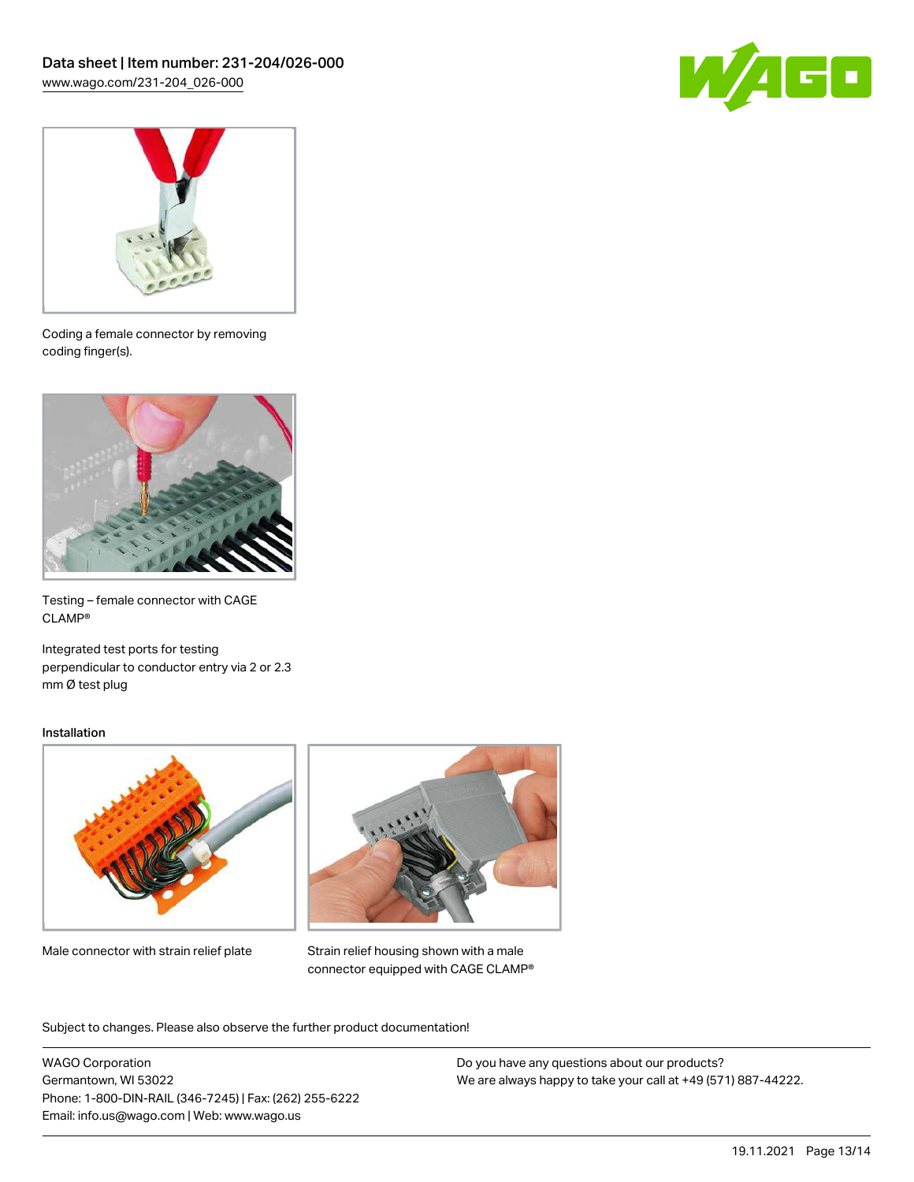Coding a female connector by removing coding finger(s).

Testing – female connector with CAGE CLAMP®

Integrated test ports for testing perpendicular to conductor entry via 2 or 2.3 mm Ø test plug

Installation

Male connector with strain relief plate

Strain relief housing shown with a male connector equipped with CAGE CLAMP®

Subject to changes. Please also observe the further product documentation!

WAGO Corporation
Germantown, WI 53022
Phone: 1-800-DIN-RAIL (346-7245) | Fax: (262) 255-6222
Email: info.us@wago.com | Web: www.wago.us

Do you have any questions about our products?
We are always happy to take your call at +49 (571) 887-44222.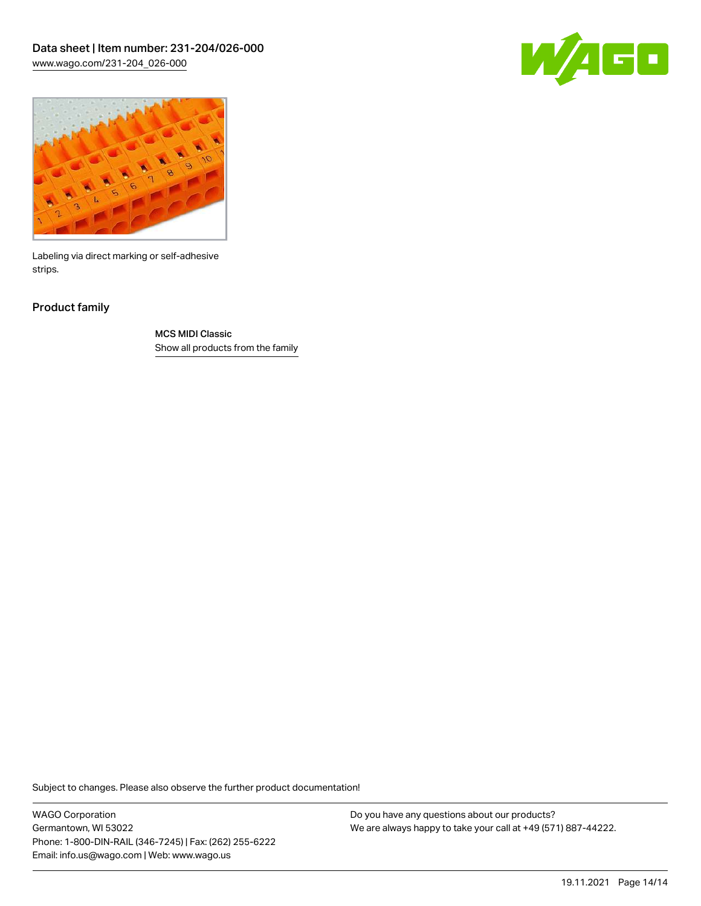Labeling via direct marking or self-adhesive strips.

## Product family

**MCS MIDI Classic**
Show all products from the family

Subject to changes. Please also observe the further product documentation!

WAGO Corporation
Germantown, WI 53022
Phone: 1-800-DIN-RAIL (346-7245) | Fax: (262) 255-6222
Email: info.us@wago.com | Web: www.wago.us

Do you have any questions about our products?
We are always happy to take your call at +49 (571) 887-44222.